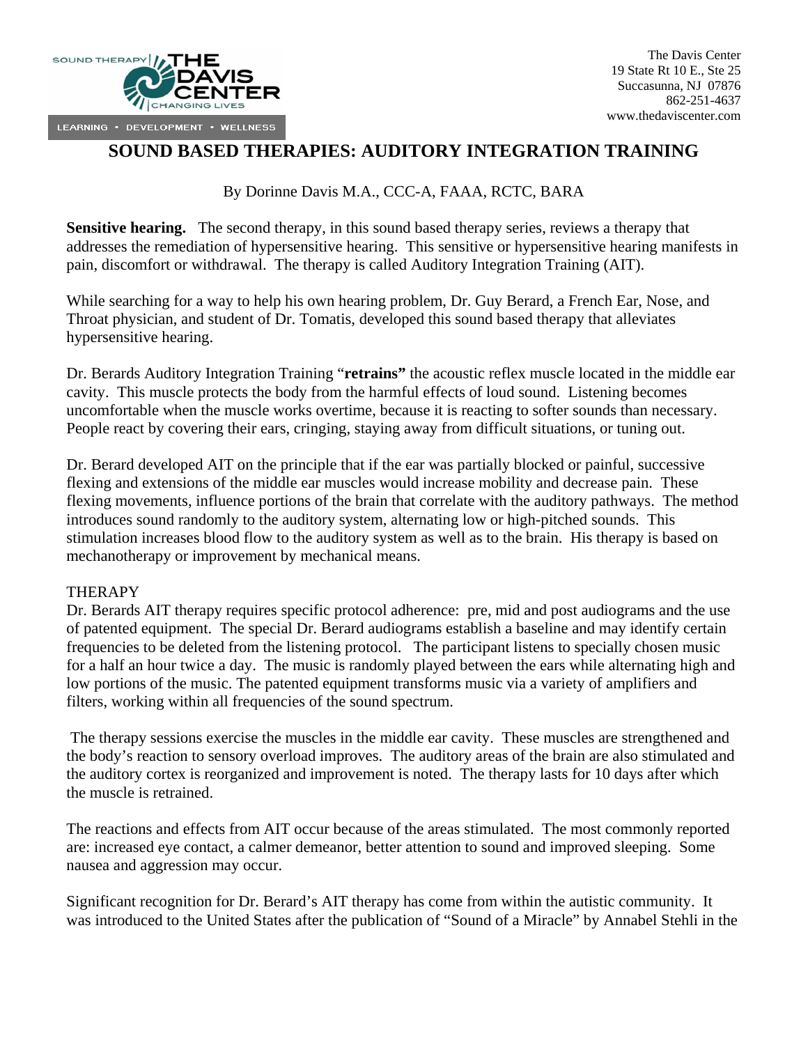The Davis Center
19 State Rt 10 E., Ste 25
Succasunna, NJ 07876
862-251-4637
www.thedaviscenter.com

# SOUND BASED THERAPIES: AUDITORY INTEGRATION TRAINING

By Dorinne Davis M.A., CCC-A, FAAA, RCTC, BARA

**Sensitive hearing.** The second therapy, in this sound based therapy series, reviews a therapy that addresses the remediation of hypersensitive hearing. This sensitive or hypersensitive hearing manifests in pain, discomfort or withdrawal. The therapy is called Auditory Integration Training (AIT).

While searching for a way to help his own hearing problem, Dr. Guy Berard, a French Ear, Nose, and Throat physician, and student of Dr. Tomatis, developed this sound based therapy that alleviates hypersensitive hearing.

Dr. Berards Auditory Integration Training "**retrains"** the acoustic reflex muscle located in the middle ear cavity. This muscle protects the body from the harmful effects of loud sound. Listening becomes uncomfortable when the muscle works overtime, because it is reacting to softer sounds than necessary. People react by covering their ears, cringing, staying away from difficult situations, or tuning out.

Dr. Berard developed AIT on the principle that if the ear was partially blocked or painful, successive flexing and extensions of the middle ear muscles would increase mobility and decrease pain. These flexing movements, influence portions of the brain that correlate with the auditory pathways. The method introduces sound randomly to the auditory system, alternating low or high-pitched sounds. This stimulation increases blood flow to the auditory system as well as to the brain. His therapy is based on mechanotherapy or improvement by mechanical means.

THERAPY

Dr. Berards AIT therapy requires specific protocol adherence: pre, mid and post audiograms and the use of patented equipment. The special Dr. Berard audiograms establish a baseline and may identify certain frequencies to be deleted from the listening protocol. The participant listens to specially chosen music for a half an hour twice a day. The music is randomly played between the ears while alternating high and low portions of the music. The patented equipment transforms music via a variety of amplifiers and filters, working within all frequencies of the sound spectrum.

The therapy sessions exercise the muscles in the middle ear cavity. These muscles are strengthened and the body's reaction to sensory overload improves. The auditory areas of the brain are also stimulated and the auditory cortex is reorganized and improvement is noted. The therapy lasts for 10 days after which the muscle is retrained.

The reactions and effects from AIT occur because of the areas stimulated. The most commonly reported are: increased eye contact, a calmer demeanor, better attention to sound and improved sleeping. Some nausea and aggression may occur.

Significant recognition for Dr. Berard's AIT therapy has come from within the autistic community. It was introduced to the United States after the publication of "Sound of a Miracle" by Annabel Stehli in the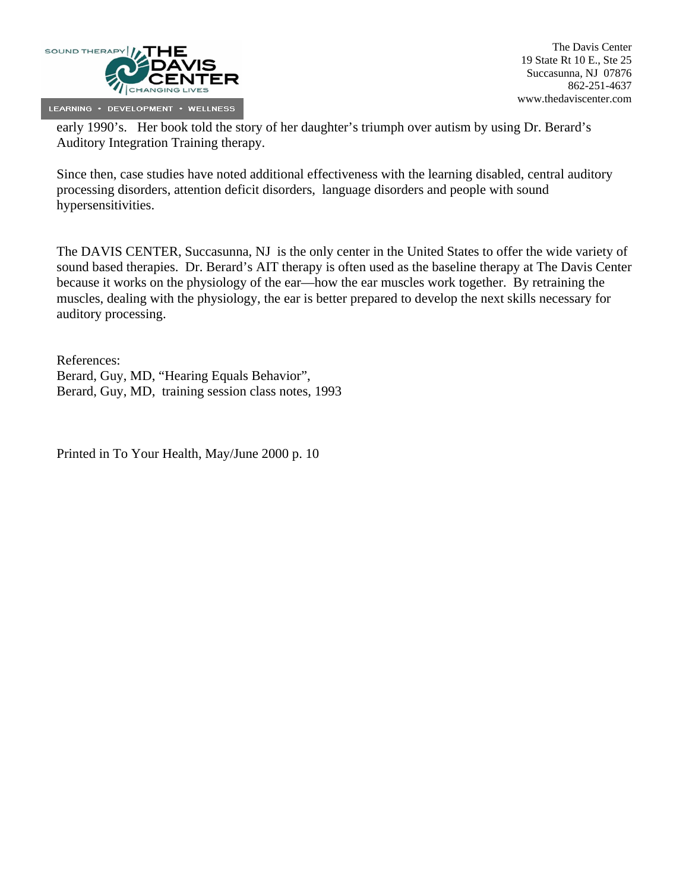early 1990's. Her book told the story of her daughter's triumph over autism by using Dr. Berard's Auditory Integration Training therapy.

Since then, case studies have noted additional effectiveness with the learning disabled, central auditory processing disorders, attention deficit disorders, language disorders and people with sound hypersensitivities.

The DAVIS CENTER, Succasunna, NJ is the only center in the United States to offer the wide variety of sound based therapies. Dr. Berard's AIT therapy is often used as the baseline therapy at The Davis Center because it works on the physiology of the ear—how the ear muscles work together. By retraining the muscles, dealing with the physiology, the ear is better prepared to develop the next skills necessary for auditory processing.

References:
Berard, Guy, MD, "Hearing Equals Behavior",
Berard, Guy, MD, training session class notes, 1993

Printed in To Your Health, May/June 2000 p. 10